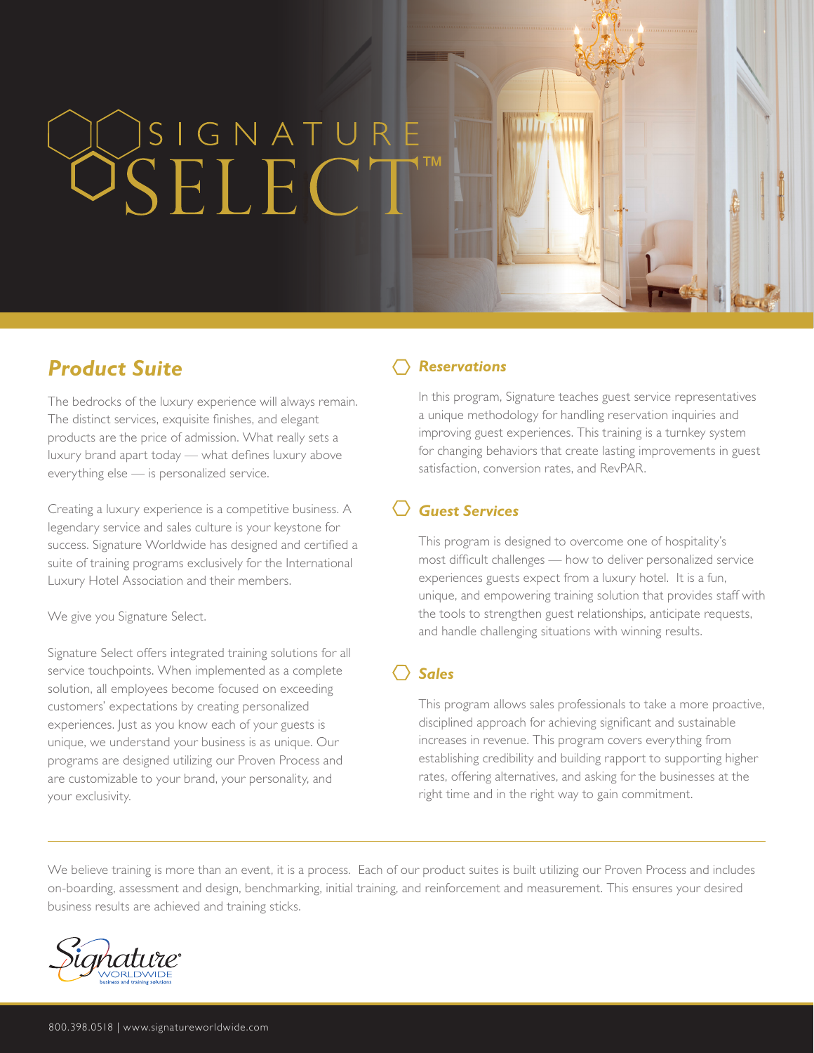# SIGNATURE SELECT™

## *Product Suite*

The bedrocks of the luxury experience will always remain. The distinct services, exquisite finishes, and elegant products are the price of admission. What really sets a luxury brand apart today — what defines luxury above everything else — is personalized service.

Creating a luxury experience is a competitive business. A legendary service and sales culture is your keystone for success. Signature Worldwide has designed and certified a suite of training programs exclusively for the International Luxury Hotel Association and their members.

We give you Signature Select.

Signature Select offers integrated training solutions for all service touchpoints. When implemented as a complete solution, all employees become focused on exceeding customers' expectations by creating personalized experiences. Just as you know each of your guests is unique, we understand your business is as unique. Our programs are designed utilizing our Proven Process and are customizable to your brand, your personality, and your exclusivity.

### *Reservations*

In this program, Signature teaches guest service representatives a unique methodology for handling reservation inquiries and improving guest experiences. This training is a turnkey system for changing behaviors that create lasting improvements in guest satisfaction, conversion rates, and RevPAR.

### *Guest Services*

This program is designed to overcome one of hospitality's most difficult challenges — how to deliver personalized service experiences guests expect from a luxury hotel. It is a fun, unique, and empowering training solution that provides staff with the tools to strengthen guest relationships, anticipate requests, and handle challenging situations with winning results.

### *Sales*

This program allows sales professionals to take a more proactive, disciplined approach for achieving significant and sustainable increases in revenue. This program covers everything from establishing credibility and building rapport to supporting higher rates, offering alternatives, and asking for the businesses at the right time and in the right way to gain commitment.

---

We believe training is more than an event, it is a process. Each of our product suites is built utilizing our Proven Process and includes on-boarding, assessment and design, benchmarking, initial training, and reinforcement and measurement. This ensures your desired business results are achieved and training sticks.

Signature® WORLDWIDE business and training solutions

800.398.0518 | www.signatureworldwide.com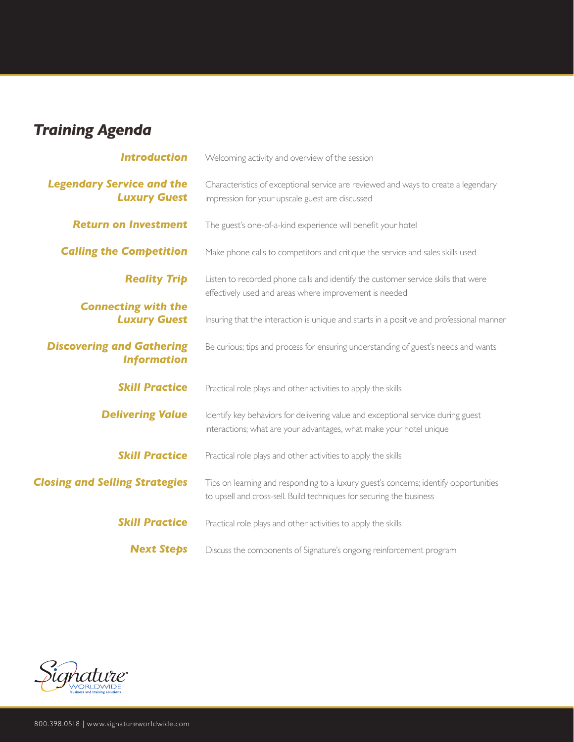## Training Agenda

| | |
|---|---|
| ***Introduction*** | Welcoming activity and overview of the session |
| ***Legendary Service and the Luxury Guest*** | Characteristics of exceptional service are reviewed and ways to create a legendary impression for your upscale guest are discussed |
| ***Return on Investment*** | The guest's one-of-a-kind experience will benefit your hotel |
| ***Calling the Competition*** | Make phone calls to competitors and critique the service and sales skills used |
| ***Reality Trip*** | Listen to recorded phone calls and identify the customer service skills that were effectively used and areas where improvement is needed |
| ***Connecting with the Luxury Guest*** | Insuring that the interaction is unique and starts in a positive and professional manner |
| ***Discovering and Gathering Information*** | Be curious; tips and process for ensuring understanding of guest's needs and wants |
| ***Skill Practice*** | Practical role plays and other activities to apply the skills |
| ***Delivering Value*** | Identify key behaviors for delivering value and exceptional service during guest interactions; what are your advantages, what make your hotel unique |
| ***Skill Practice*** | Practical role plays and other activities to apply the skills |
| ***Closing and Selling Strategies*** | Tips on learning and responding to a luxury guest's concerns; identify opportunities to upsell and cross-sell. Build techniques for securing the business |
| ***Skill Practice*** | Practical role plays and other activities to apply the skills |
| ***Next Steps*** | Discuss the components of Signature's ongoing reinforcement program |

Signature® WORLDWIDE business and training solutions

800.398.0518 | www.signatureworldwide.com